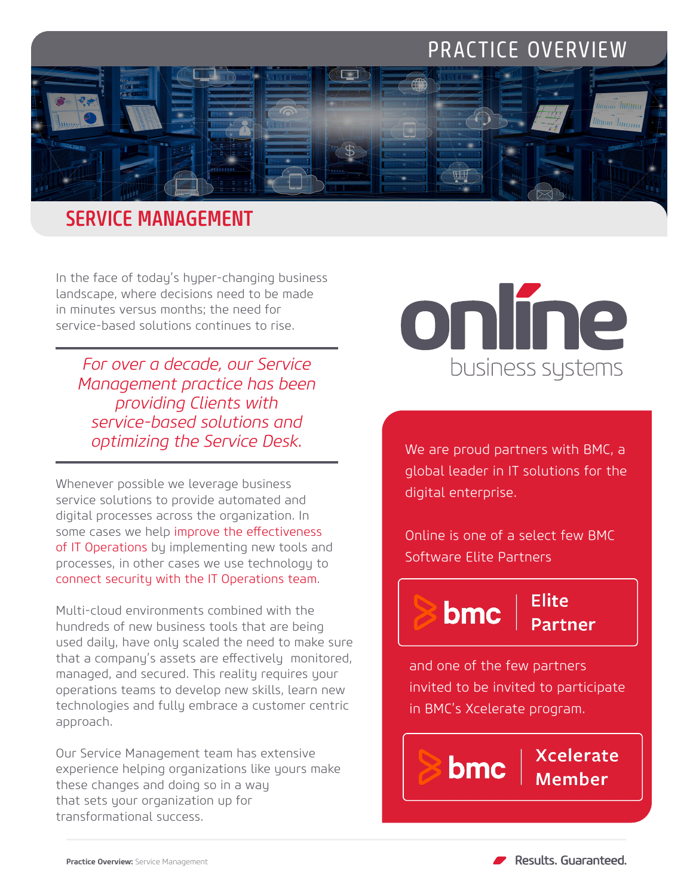# PRACTICE OVERVIEW

## SERVICE MANAGEMENT

In the face of today's hyper-changing business landscape, where decisions need to be made in minutes versus months; the need for service-based solutions continues to rise.

*For over a decade, our Service Management practice has been providing Clients with service-based solutions and optimizing the Service Desk.*

Whenever possible we leverage business service solutions to provide automated and digital processes across the organization. In some cases we help improve the effectiveness of IT Operations by implementing new tools and processes, in other cases we use technology to connect security with the IT Operations team.

Multi-cloud environments combined with the hundreds of new business tools that are being used daily, have only scaled the need to make sure that a company's assets are effectively monitored, managed, and secured. This reality requires your operations teams to develop new skills, learn new technologies and fully embrace a customer centric approach.

Our Service Management team has extensive experience helping organizations like yours make these changes and doing so in a way that sets your organization up for transformational success.

online business systems

We are proud partners with BMC, a global leader in IT solutions for the digital enterprise.

Online is one of a select few BMC Software Elite Partners

**bmc | Elite Partner**

and one of the few partners invited to be invited to participate in BMC's Xcelerate program.

**bmc | Xcelerate Member**

Results. Guaranteed.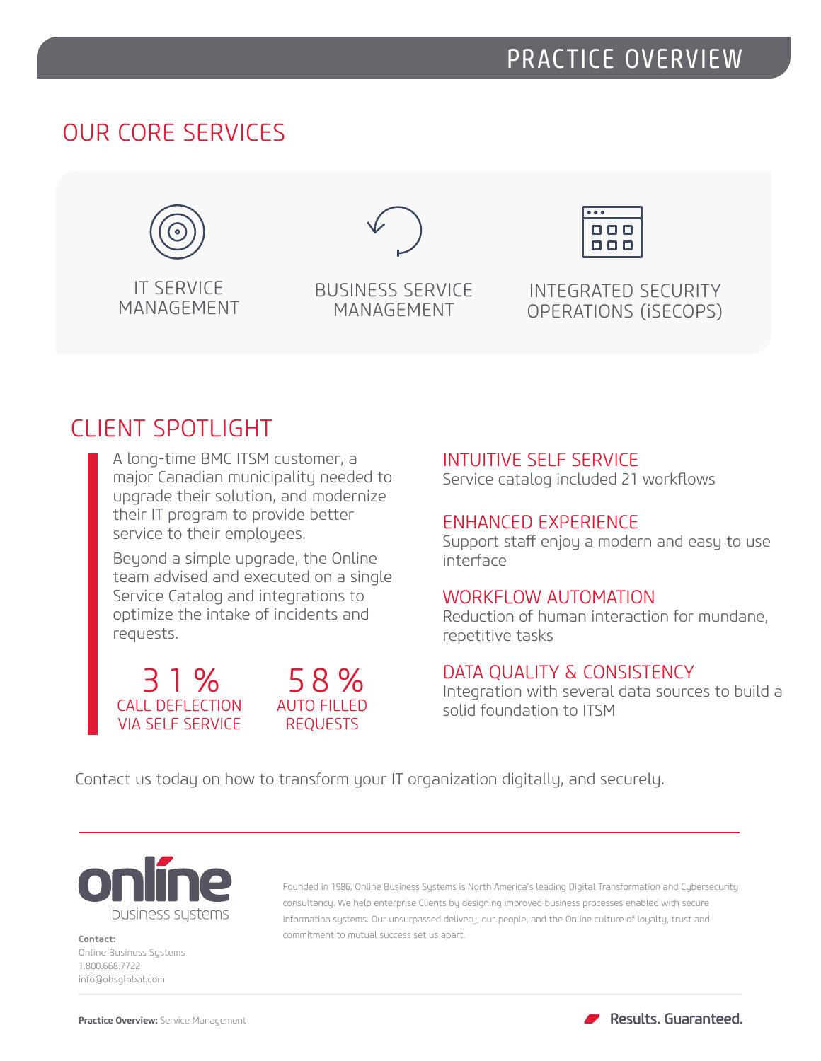# PRACTICE OVERVIEW

## OUR CORE SERVICES

IT SERVICE MANAGEMENT

BUSINESS SERVICE MANAGEMENT

INTEGRATED SECURITY OPERATIONS (iSECOPS)

## CLIENT SPOTLIGHT

A long-time BMC ITSM customer, a major Canadian municipality needed to upgrade their solution, and modernize their IT program to provide better service to their employees.

Beyond a simple upgrade, the Online team advised and executed on a single Service Catalog and integrations to optimize the intake of incidents and requests.

**31%**
CALL DEFLECTION VIA SELF SERVICE

**58%**
AUTO FILLED REQUESTS

### INTUITIVE SELF SERVICE
Service catalog included 21 workflows

### ENHANCED EXPERIENCE
Support staff enjoy a modern and easy to use interface

### WORKFLOW AUTOMATION
Reduction of human interaction for mundane, repetitive tasks

### DATA QUALITY & CONSISTENCY
Integration with several data sources to build a solid foundation to ITSM

Contact us today on how to transform your IT organization digitally, and securely.

online business systems

**Contact:**
Online Business Systems
1.800.668.7722
info@obsglobal.com

Founded in 1986, Online Business Systems is North America's leading Digital Transformation and Cybersecurity consultancy. We help enterprise Clients by designing improved business processes enabled with secure information systems. Our unsurpassed delivery, our people, and the Online culture of loyalty, trust and commitment to mutual success set us apart.

**Practice Overview:** Service Management

Results. Guaranteed.